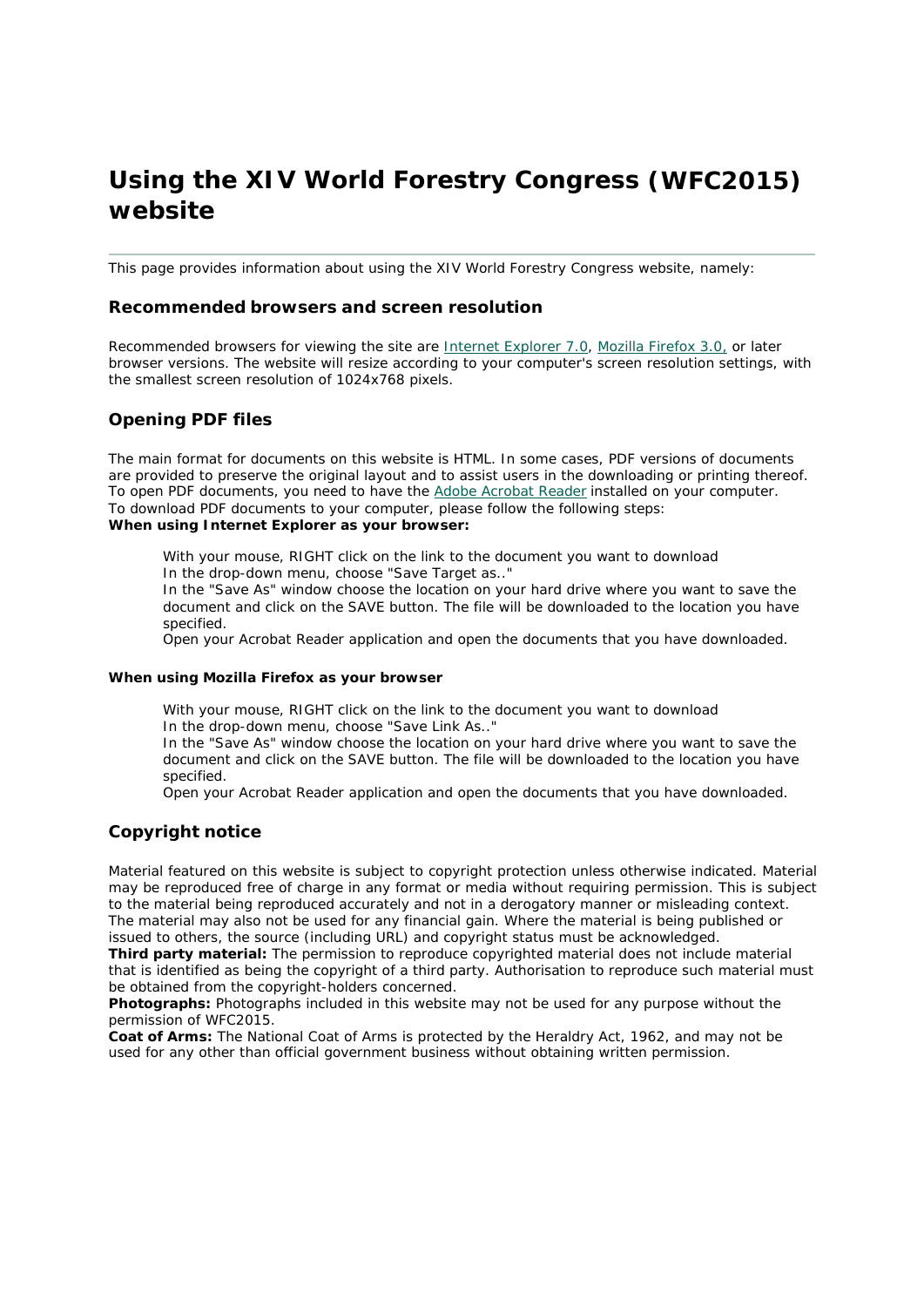# Using the XIV World Forestry Congress (WFC2015) website

This page provides information about using the XIV World Forestry Congress website, namely:

### Recommended browsers and screen resolution

Recommended browsers for viewing the site are Internet Explorer 7.0, Mozilla Firefox 3.0, or later browser versions. The website will resize according to your computer's screen resolution settings, with the smallest screen resolution of 1024x768 pixels.

### Opening PDF files

The main format for documents on this website is HTML. In some cases, PDF versions of documents are provided to preserve the original layout and to assist users in the downloading or printing thereof. To open PDF documents, you need to have the Adobe Acrobat Reader installed on your computer.
To download PDF documents to your computer, please follow the following steps:
**When using Internet Explorer as your browser:**

With your mouse, RIGHT click on the link to the document you want to download
In the drop-down menu, choose "Save Target as.."
In the "Save As" window choose the location on your hard drive where you want to save the document and click on the SAVE button. The file will be downloaded to the location you have specified.
Open your Acrobat Reader application and open the documents that you have downloaded.

**When using Mozilla Firefox as your browser**

With your mouse, RIGHT click on the link to the document you want to download
In the drop-down menu, choose "Save Link As.."
In the "Save As" window choose the location on your hard drive where you want to save the document and click on the SAVE button. The file will be downloaded to the location you have specified.
Open your Acrobat Reader application and open the documents that you have downloaded.

### Copyright notice

Material featured on this website is subject to copyright protection unless otherwise indicated. Material may be reproduced free of charge in any format or media without requiring permission. This is subject to the material being reproduced accurately and not in a derogatory manner or misleading context. The material may also not be used for any financial gain. Where the material is being published or issued to others, the source (including URL) and copyright status must be acknowledged.
**Third party material:** The permission to reproduce copyrighted material does not include material that is identified as being the copyright of a third party. Authorisation to reproduce such material must be obtained from the copyright-holders concerned.
**Photographs:** Photographs included in this website may not be used for any purpose without the permission of WFC2015.
**Coat of Arms:** The National Coat of Arms is protected by the Heraldry Act, 1962, and may not be used for any other than official government business without obtaining written permission.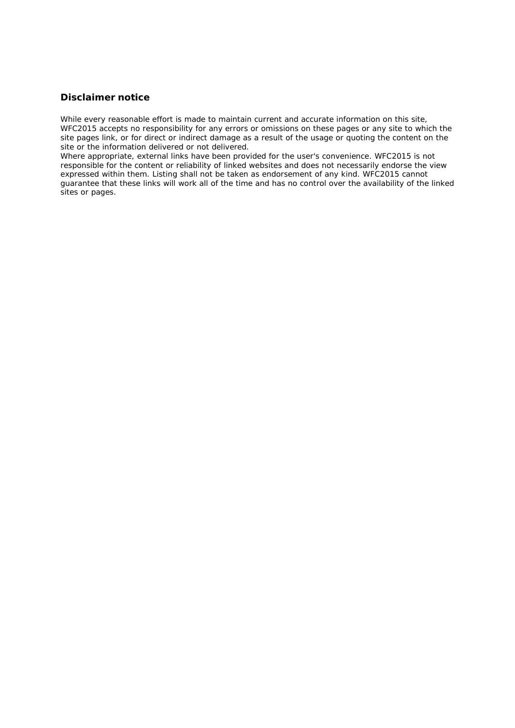## Disclaimer notice

While every reasonable effort is made to maintain current and accurate information on this site, WFC2015 accepts no responsibility for any errors or omissions on these pages or any site to which the site pages link, or for direct or indirect damage as a result of the usage or quoting the content on the site or the information delivered or not delivered.
Where appropriate, external links have been provided for the user's convenience. WFC2015 is not responsible for the content or reliability of linked websites and does not necessarily endorse the view expressed within them. Listing shall not be taken as endorsement of any kind. WFC2015 cannot guarantee that these links will work all of the time and has no control over the availability of the linked sites or pages.